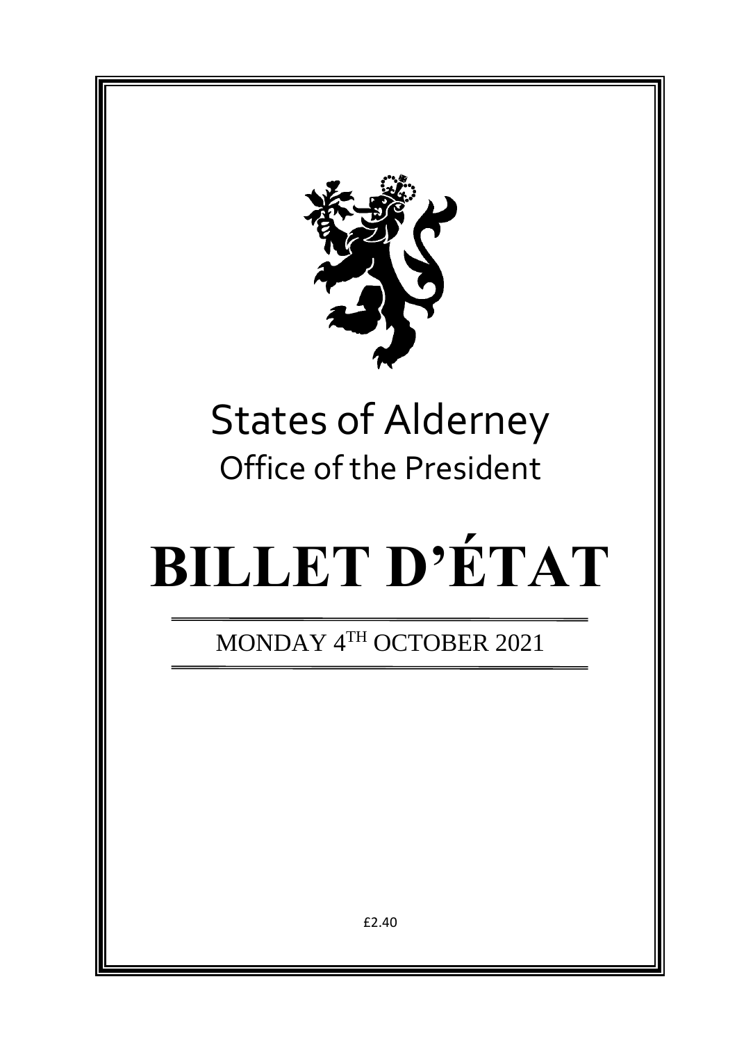# States of Alderney

## Office of the President

# BILLET D'ÉTAT

MONDAY 4TH OCTOBER 2021

£2.40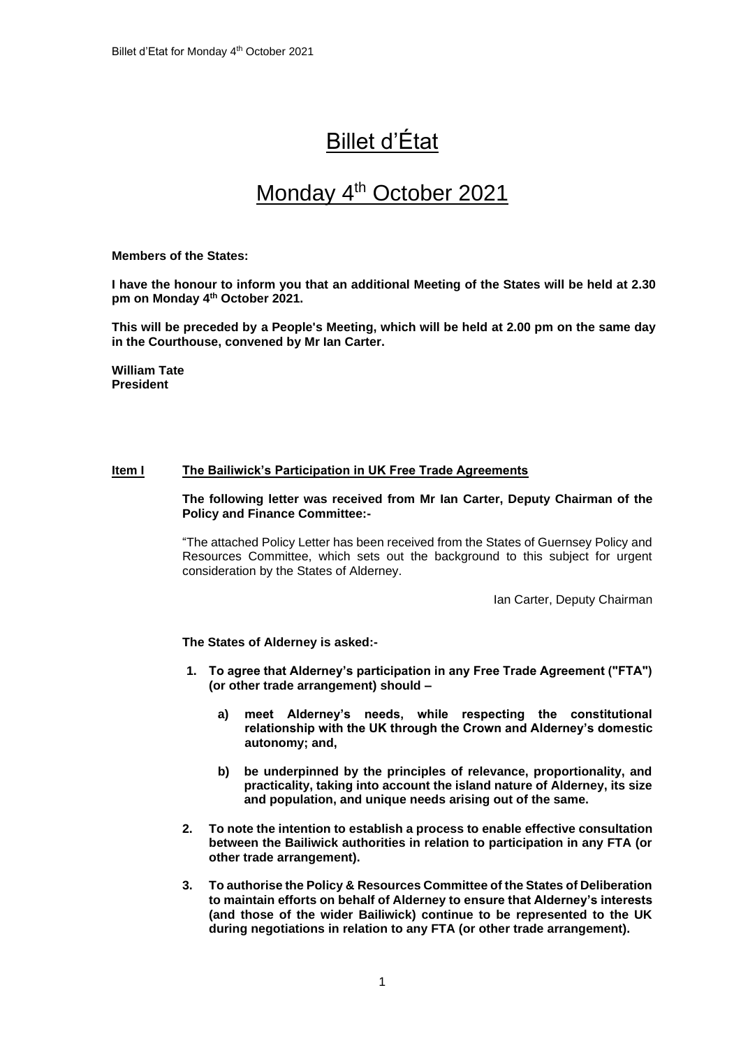# Billet d'État

## Monday 4th October 2021

**Members of the States:**

**I have the honour to inform you that an additional Meeting of the States will be held at 2.30 pm on Monday 4th October 2021.**

**This will be preceded by a People's Meeting, which will be held at 2.00 pm on the same day in the Courthouse, convened by Mr Ian Carter.**

**William Tate**
**President**

**Item I** **The Bailiwick's Participation in UK Free Trade Agreements**

**The following letter was received from Mr Ian Carter, Deputy Chairman of the Policy and Finance Committee:-**

"The attached Policy Letter has been received from the States of Guernsey Policy and Resources Committee, which sets out the background to this subject for urgent consideration by the States of Alderney.

Ian Carter, Deputy Chairman

**The States of Alderney is asked:-**

1. **To agree that Alderney's participation in any Free Trade Agreement ("FTA") (or other trade arrangement) should –**
   a) **meet Alderney's needs, while respecting the constitutional relationship with the UK through the Crown and Alderney's domestic autonomy; and,**
   b) **be underpinned by the principles of relevance, proportionality, and practicality, taking into account the island nature of Alderney, its size and population, and unique needs arising out of the same.**
2. **To note the intention to establish a process to enable effective consultation between the Bailiwick authorities in relation to participation in any FTA (or other trade arrangement).**
3. **To authorise the Policy & Resources Committee of the States of Deliberation to maintain efforts on behalf of Alderney to ensure that Alderney's interests (and those of the wider Bailiwick) continue to be represented to the UK during negotiations in relation to any FTA (or other trade arrangement).**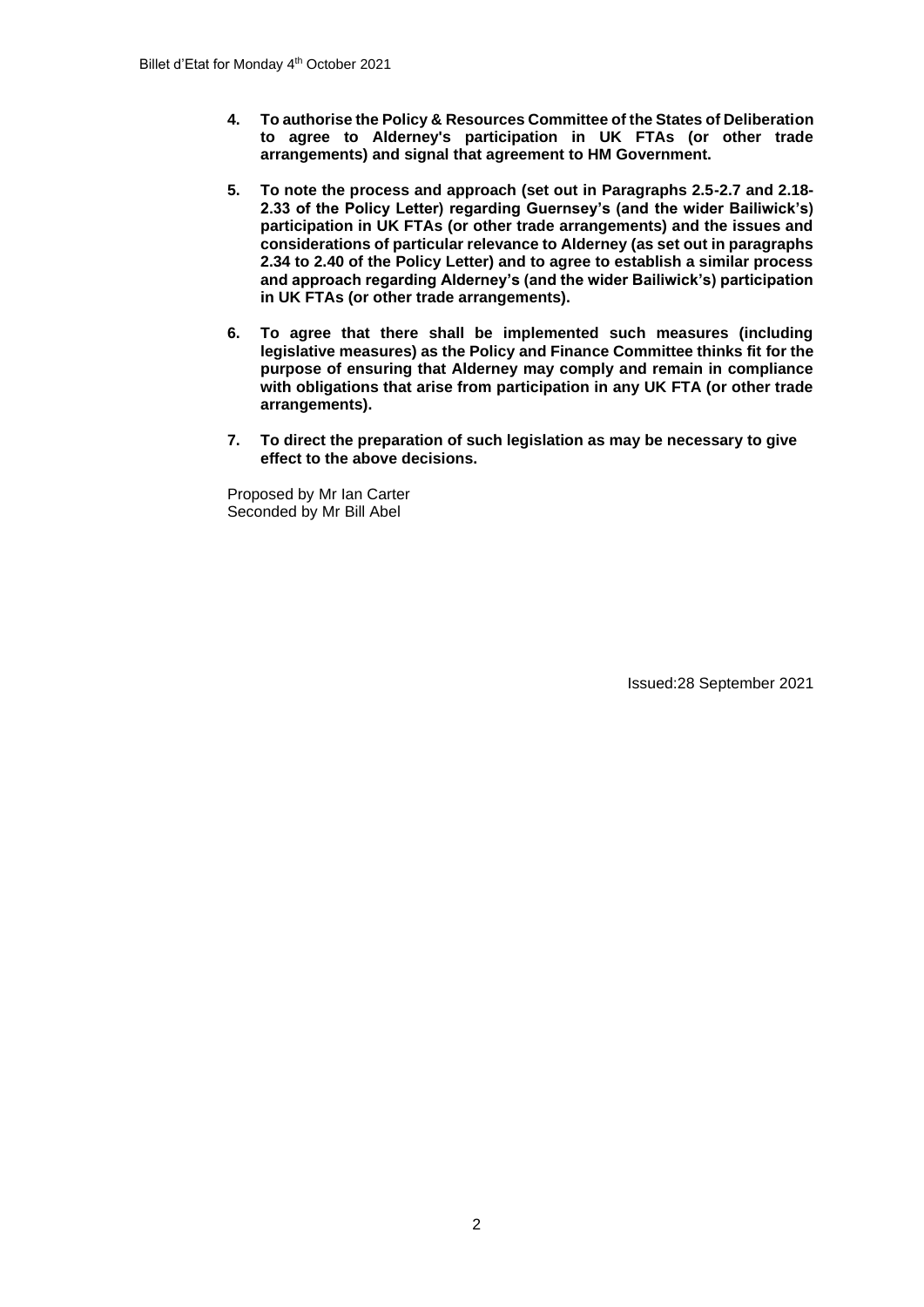4. **To authorise the Policy & Resources Committee of the States of Deliberation to agree to Alderney's participation in UK FTAs (or other trade arrangements) and signal that agreement to HM Government.**

5. **To note the process and approach (set out in Paragraphs 2.5-2.7 and 2.18-2.33 of the Policy Letter) regarding Guernsey's (and the wider Bailiwick's) participation in UK FTAs (or other trade arrangements) and the issues and considerations of particular relevance to Alderney (as set out in paragraphs 2.34 to 2.40 of the Policy Letter) and to agree to establish a similar process and approach regarding Alderney's (and the wider Bailiwick's) participation in UK FTAs (or other trade arrangements).**

6. **To agree that there shall be implemented such measures (including legislative measures) as the Policy and Finance Committee thinks fit for the purpose of ensuring that Alderney may comply and remain in compliance with obligations that arise from participation in any UK FTA (or other trade arrangements).**

7. **To direct the preparation of such legislation as may be necessary to give effect to the above decisions.**

Proposed by Mr Ian Carter
Seconded by Mr Bill Abel

Issued:28 September 2021